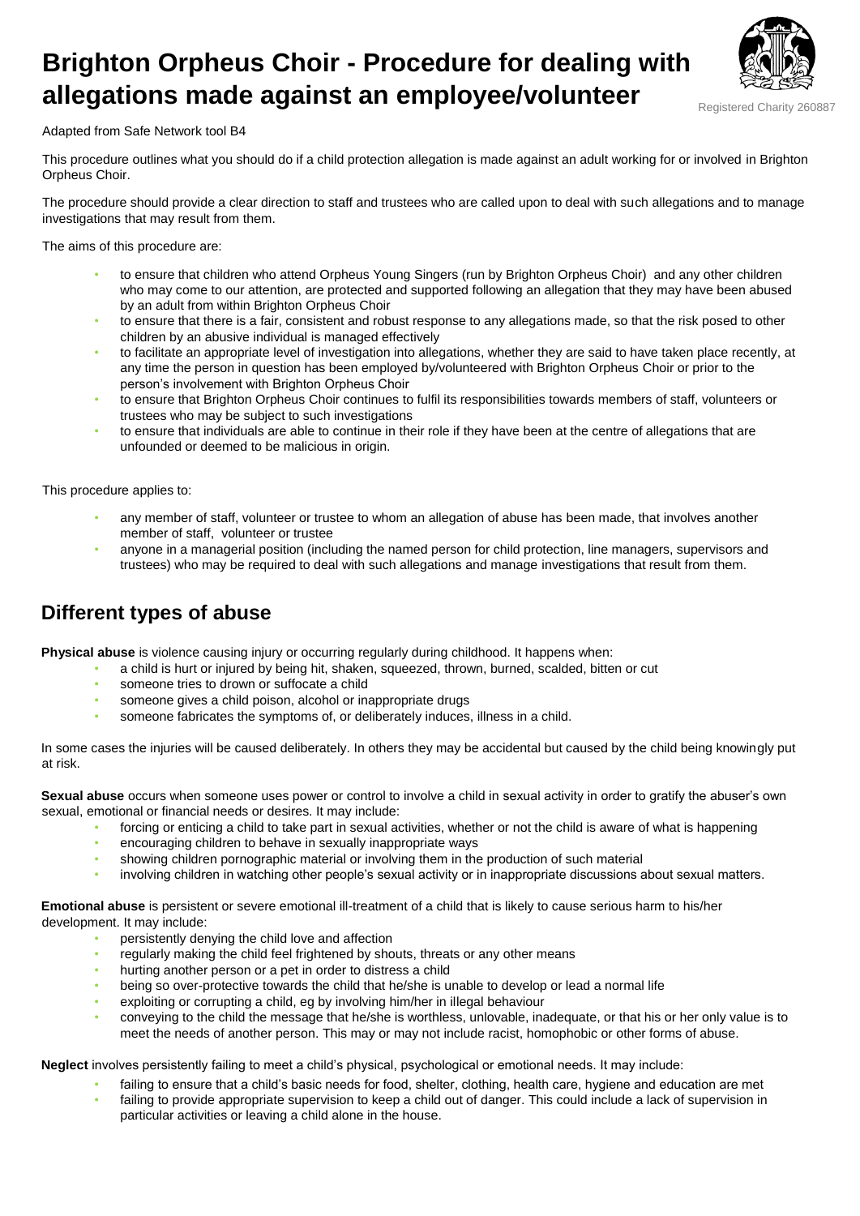# Brighton Orpheus Choir - Procedure for dealing with allegations made against an employee/volunteer

Registered Charity 260887

Adapted from Safe Network tool B4

This procedure outlines what you should do if a child protection allegation is made against an adult working for or involved in Brighton Orpheus Choir.

The procedure should provide a clear direction to staff and trustees who are called upon to deal with such allegations and to manage investigations that may result from them.

The aims of this procedure are:

- to ensure that children who attend Orpheus Young Singers (run by Brighton Orpheus Choir) and any other children who may come to our attention, are protected and supported following an allegation that they may have been abused by an adult from within Brighton Orpheus Choir
- to ensure that there is a fair, consistent and robust response to any allegations made, so that the risk posed to other children by an abusive individual is managed effectively
- to facilitate an appropriate level of investigation into allegations, whether they are said to have taken place recently, at any time the person in question has been employed by/volunteered with Brighton Orpheus Choir or prior to the person's involvement with Brighton Orpheus Choir
- to ensure that Brighton Orpheus Choir continues to fulfil its responsibilities towards members of staff, volunteers or trustees who may be subject to such investigations
- to ensure that individuals are able to continue in their role if they have been at the centre of allegations that are unfounded or deemed to be malicious in origin.

This procedure applies to:

- any member of staff, volunteer or trustee to whom an allegation of abuse has been made, that involves another member of staff, volunteer or trustee
- anyone in a managerial position (including the named person for child protection, line managers, supervisors and trustees) who may be required to deal with such allegations and manage investigations that result from them.

## Different types of abuse

**Physical abuse** is violence causing injury or occurring regularly during childhood. It happens when:

- a child is hurt or injured by being hit, shaken, squeezed, thrown, burned, scalded, bitten or cut
- someone tries to drown or suffocate a child
- someone gives a child poison, alcohol or inappropriate drugs
- someone fabricates the symptoms of, or deliberately induces, illness in a child.

In some cases the injuries will be caused deliberately. In others they may be accidental but caused by the child being knowingly put at risk.

**Sexual abuse** occurs when someone uses power or control to involve a child in sexual activity in order to gratify the abuser's own sexual, emotional or financial needs or desires. It may include:

- forcing or enticing a child to take part in sexual activities, whether or not the child is aware of what is happening
- encouraging children to behave in sexually inappropriate ways
- showing children pornographic material or involving them in the production of such material
- involving children in watching other people's sexual activity or in inappropriate discussions about sexual matters.

**Emotional abuse** is persistent or severe emotional ill-treatment of a child that is likely to cause serious harm to his/her development. It may include:

- persistently denying the child love and affection
- regularly making the child feel frightened by shouts, threats or any other means
- hurting another person or a pet in order to distress a child
- being so over-protective towards the child that he/she is unable to develop or lead a normal life
- exploiting or corrupting a child, eg by involving him/her in illegal behaviour
- conveying to the child the message that he/she is worthless, unlovable, inadequate, or that his or her only value is to meet the needs of another person. This may or may not include racist, homophobic or other forms of abuse.

**Neglect** involves persistently failing to meet a child's physical, psychological or emotional needs. It may include:

- failing to ensure that a child's basic needs for food, shelter, clothing, health care, hygiene and education are met
- failing to provide appropriate supervision to keep a child out of danger. This could include a lack of supervision in particular activities or leaving a child alone in the house.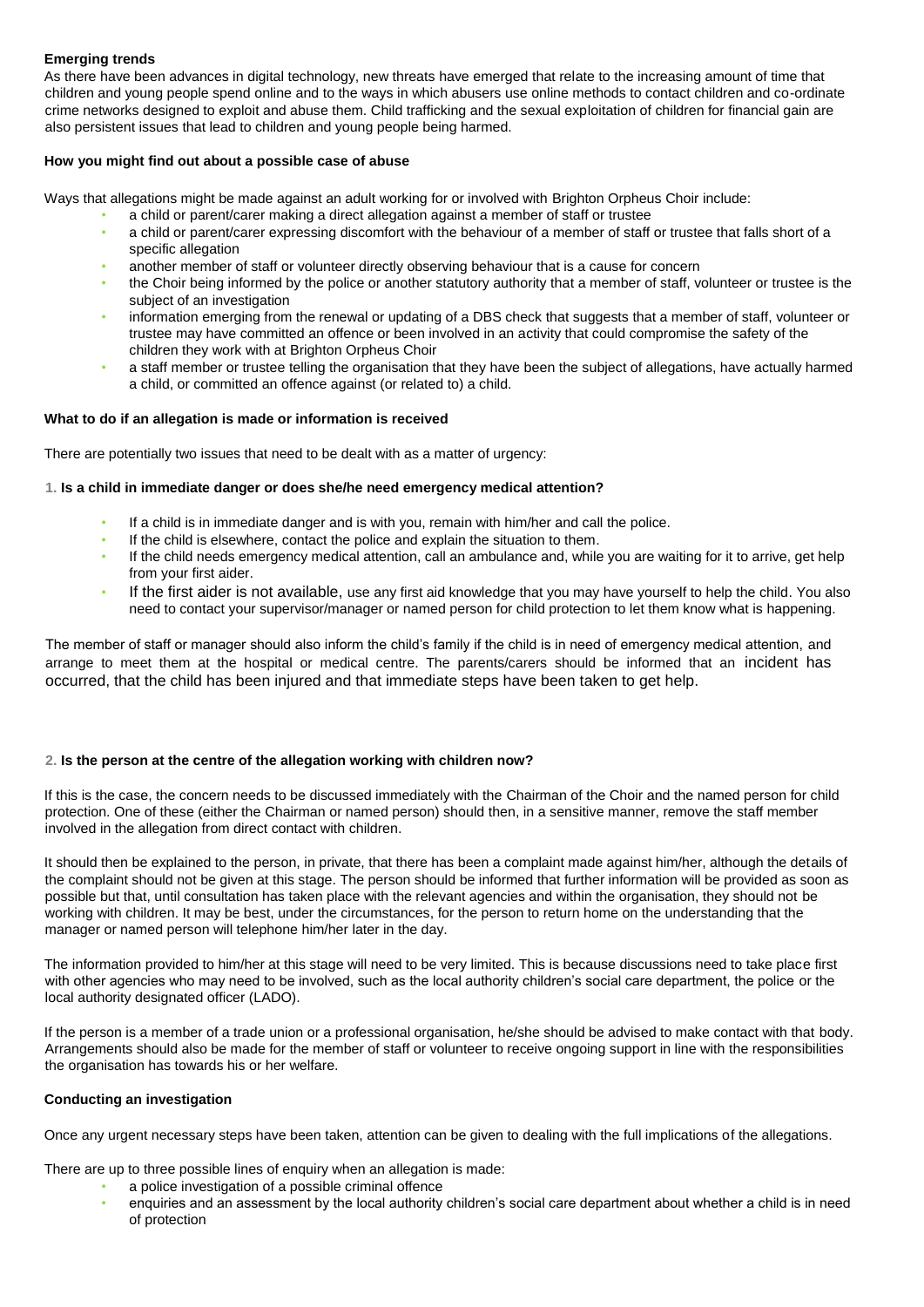**Emerging trends**

As there have been advances in digital technology, new threats have emerged that relate to the increasing amount of time that children and young people spend online and to the ways in which abusers use online methods to contact children and co-ordinate crime networks designed to exploit and abuse them. Child trafficking and the sexual exploitation of children for financial gain are also persistent issues that lead to children and young people being harmed.

**How you might find out about a possible case of abuse**

Ways that allegations might be made against an adult working for or involved with Brighton Orpheus Choir include:

- a child or parent/carer making a direct allegation against a member of staff or trustee
- a child or parent/carer expressing discomfort with the behaviour of a member of staff or trustee that falls short of a specific allegation
- another member of staff or volunteer directly observing behaviour that is a cause for concern
- the Choir being informed by the police or another statutory authority that a member of staff, volunteer or trustee is the subject of an investigation
- information emerging from the renewal or updating of a DBS check that suggests that a member of staff, volunteer or trustee may have committed an offence or been involved in an activity that could compromise the safety of the children they work with at Brighton Orpheus Choir
- a staff member or trustee telling the organisation that they have been the subject of allegations, have actually harmed a child, or committed an offence against (or related to) a child.

**What to do if an allegation is made or information is received**

There are potentially two issues that need to be dealt with as a matter of urgency:

**1. Is a child in immediate danger or does she/he need emergency medical attention?**

- If a child is in immediate danger and is with you, remain with him/her and call the police.
- If the child is elsewhere, contact the police and explain the situation to them.
- If the child needs emergency medical attention, call an ambulance and, while you are waiting for it to arrive, get help from your first aider.
- If the first aider is not available, use any first aid knowledge that you may have yourself to help the child. You also need to contact your supervisor/manager or named person for child protection to let them know what is happening.

The member of staff or manager should also inform the child's family if the child is in need of emergency medical attention, and arrange to meet them at the hospital or medical centre. The parents/carers should be informed that an incident has occurred, that the child has been injured and that immediate steps have been taken to get help.

**2. Is the person at the centre of the allegation working with children now?**

If this is the case, the concern needs to be discussed immediately with the Chairman of the Choir and the named person for child protection. One of these (either the Chairman or named person) should then, in a sensitive manner, remove the staff member involved in the allegation from direct contact with children.

It should then be explained to the person, in private, that there has been a complaint made against him/her, although the details of the complaint should not be given at this stage. The person should be informed that further information will be provided as soon as possible but that, until consultation has taken place with the relevant agencies and within the organisation, they should not be working with children. It may be best, under the circumstances, for the person to return home on the understanding that the manager or named person will telephone him/her later in the day.

The information provided to him/her at this stage will need to be very limited. This is because discussions need to take place first with other agencies who may need to be involved, such as the local authority children's social care department, the police or the local authority designated officer (LADO).

If the person is a member of a trade union or a professional organisation, he/she should be advised to make contact with that body. Arrangements should also be made for the member of staff or volunteer to receive ongoing support in line with the responsibilities the organisation has towards his or her welfare.

**Conducting an investigation**

Once any urgent necessary steps have been taken, attention can be given to dealing with the full implications of the allegations.

There are up to three possible lines of enquiry when an allegation is made:

- a police investigation of a possible criminal offence
- enquiries and an assessment by the local authority children's social care department about whether a child is in need of protection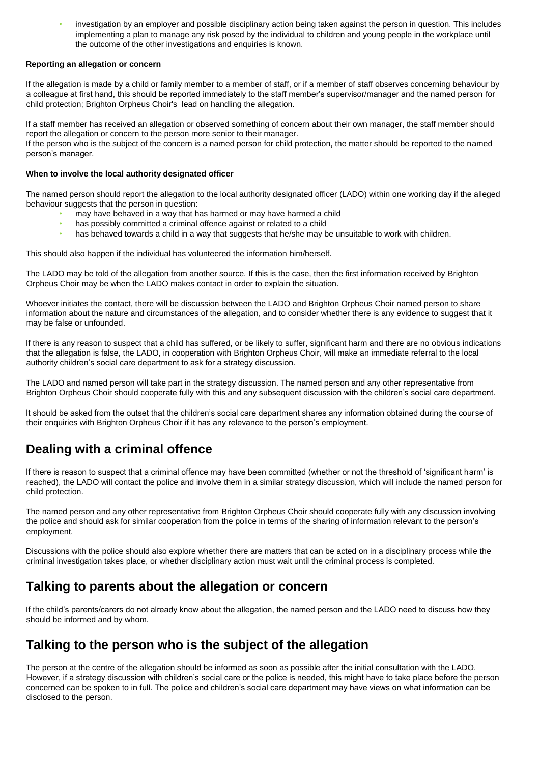- investigation by an employer and possible disciplinary action being taken against the person in question. This includes implementing a plan to manage any risk posed by the individual to children and young people in the workplace until the outcome of the other investigations and enquiries is known.

**Reporting an allegation or concern**

If the allegation is made by a child or family member to a member of staff, or if a member of staff observes concerning behaviour by a colleague at first hand, this should be reported immediately to the staff member's supervisor/manager and the named person for child protection; Brighton Orpheus Choir's lead on handling the allegation.

If a staff member has received an allegation or observed something of concern about their own manager, the staff member should report the allegation or concern to the person more senior to their manager.
If the person who is the subject of the concern is a named person for child protection, the matter should be reported to the named person's manager.

**When to involve the local authority designated officer**

The named person should report the allegation to the local authority designated officer (LADO) within one working day if the alleged behaviour suggests that the person in question:

- may have behaved in a way that has harmed or may have harmed a child
- has possibly committed a criminal offence against or related to a child
- has behaved towards a child in a way that suggests that he/she may be unsuitable to work with children.

This should also happen if the individual has volunteered the information him/herself.

The LADO may be told of the allegation from another source. If this is the case, then the first information received by Brighton Orpheus Choir may be when the LADO makes contact in order to explain the situation.

Whoever initiates the contact, there will be discussion between the LADO and Brighton Orpheus Choir named person to share information about the nature and circumstances of the allegation, and to consider whether there is any evidence to suggest that it may be false or unfounded.

If there is any reason to suspect that a child has suffered, or be likely to suffer, significant harm and there are no obvious indications that the allegation is false, the LADO, in cooperation with Brighton Orpheus Choir, will make an immediate referral to the local authority children's social care department to ask for a strategy discussion.

The LADO and named person will take part in the strategy discussion. The named person and any other representative from Brighton Orpheus Choir should cooperate fully with this and any subsequent discussion with the children's social care department.

It should be asked from the outset that the children's social care department shares any information obtained during the course of their enquiries with Brighton Orpheus Choir if it has any relevance to the person's employment.

## Dealing with a criminal offence

If there is reason to suspect that a criminal offence may have been committed (whether or not the threshold of 'significant harm' is reached), the LADO will contact the police and involve them in a similar strategy discussion, which will include the named person for child protection.

The named person and any other representative from Brighton Orpheus Choir should cooperate fully with any discussion involving the police and should ask for similar cooperation from the police in terms of the sharing of information relevant to the person's employment.

Discussions with the police should also explore whether there are matters that can be acted on in a disciplinary process while the criminal investigation takes place, or whether disciplinary action must wait until the criminal process is completed.

## Talking to parents about the allegation or concern

If the child's parents/carers do not already know about the allegation, the named person and the LADO need to discuss how they should be informed and by whom.

## Talking to the person who is the subject of the allegation

The person at the centre of the allegation should be informed as soon as possible after the initial consultation with the LADO. However, if a strategy discussion with children's social care or the police is needed, this might have to take place before the person concerned can be spoken to in full. The police and children's social care department may have views on what information can be disclosed to the person.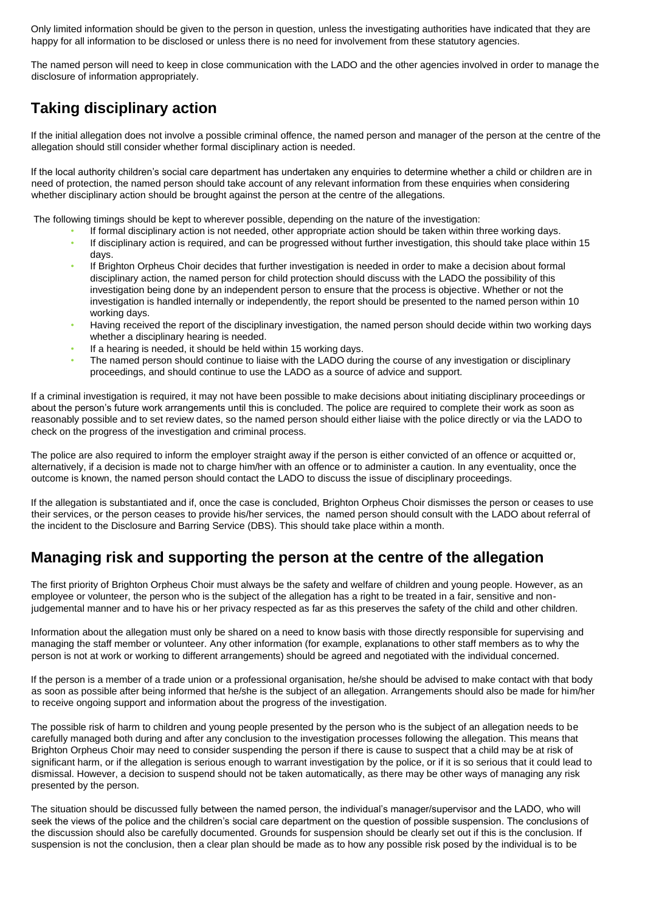Only limited information should be given to the person in question, unless the investigating authorities have indicated that they are happy for all information to be disclosed or unless there is no need for involvement from these statutory agencies.

The named person will need to keep in close communication with the LADO and the other agencies involved in order to manage the disclosure of information appropriately.

## Taking disciplinary action

If the initial allegation does not involve a possible criminal offence, the named person and manager of the person at the centre of the allegation should still consider whether formal disciplinary action is needed.

If the local authority children's social care department has undertaken any enquiries to determine whether a child or children are in need of protection, the named person should take account of any relevant information from these enquiries when considering whether disciplinary action should be brought against the person at the centre of the allegations.

The following timings should be kept to wherever possible, depending on the nature of the investigation:

- If formal disciplinary action is not needed, other appropriate action should be taken within three working days.
- If disciplinary action is required, and can be progressed without further investigation, this should take place within 15 days.
- If Brighton Orpheus Choir decides that further investigation is needed in order to make a decision about formal disciplinary action, the named person for child protection should discuss with the LADO the possibility of this investigation being done by an independent person to ensure that the process is objective. Whether or not the investigation is handled internally or independently, the report should be presented to the named person within 10 working days.
- Having received the report of the disciplinary investigation, the named person should decide within two working days whether a disciplinary hearing is needed.
- If a hearing is needed, it should be held within 15 working days.
- The named person should continue to liaise with the LADO during the course of any investigation or disciplinary proceedings, and should continue to use the LADO as a source of advice and support.

If a criminal investigation is required, it may not have been possible to make decisions about initiating disciplinary proceedings or about the person's future work arrangements until this is concluded. The police are required to complete their work as soon as reasonably possible and to set review dates, so the named person should either liaise with the police directly or via the LADO to check on the progress of the investigation and criminal process.

The police are also required to inform the employer straight away if the person is either convicted of an offence or acquitted or, alternatively, if a decision is made not to charge him/her with an offence or to administer a caution. In any eventuality, once the outcome is known, the named person should contact the LADO to discuss the issue of disciplinary proceedings.

If the allegation is substantiated and if, once the case is concluded, Brighton Orpheus Choir dismisses the person or ceases to use their services, or the person ceases to provide his/her services, the named person should consult with the LADO about referral of the incident to the Disclosure and Barring Service (DBS). This should take place within a month.

## Managing risk and supporting the person at the centre of the allegation

The first priority of Brighton Orpheus Choir must always be the safety and welfare of children and young people. However, as an employee or volunteer, the person who is the subject of the allegation has a right to be treated in a fair, sensitive and non-judgemental manner and to have his or her privacy respected as far as this preserves the safety of the child and other children.

Information about the allegation must only be shared on a need to know basis with those directly responsible for supervising and managing the staff member or volunteer. Any other information (for example, explanations to other staff members as to why the person is not at work or working to different arrangements) should be agreed and negotiated with the individual concerned.

If the person is a member of a trade union or a professional organisation, he/she should be advised to make contact with that body as soon as possible after being informed that he/she is the subject of an allegation. Arrangements should also be made for him/her to receive ongoing support and information about the progress of the investigation.

The possible risk of harm to children and young people presented by the person who is the subject of an allegation needs to be carefully managed both during and after any conclusion to the investigation processes following the allegation. This means that Brighton Orpheus Choir may need to consider suspending the person if there is cause to suspect that a child may be at risk of significant harm, or if the allegation is serious enough to warrant investigation by the police, or if it is so serious that it could lead to dismissal. However, a decision to suspend should not be taken automatically, as there may be other ways of managing any risk presented by the person.

The situation should be discussed fully between the named person, the individual's manager/supervisor and the LADO, who will seek the views of the police and the children's social care department on the question of possible suspension. The conclusions of the discussion should also be carefully documented. Grounds for suspension should be clearly set out if this is the conclusion. If suspension is not the conclusion, then a clear plan should be made as to how any possible risk posed by the individual is to be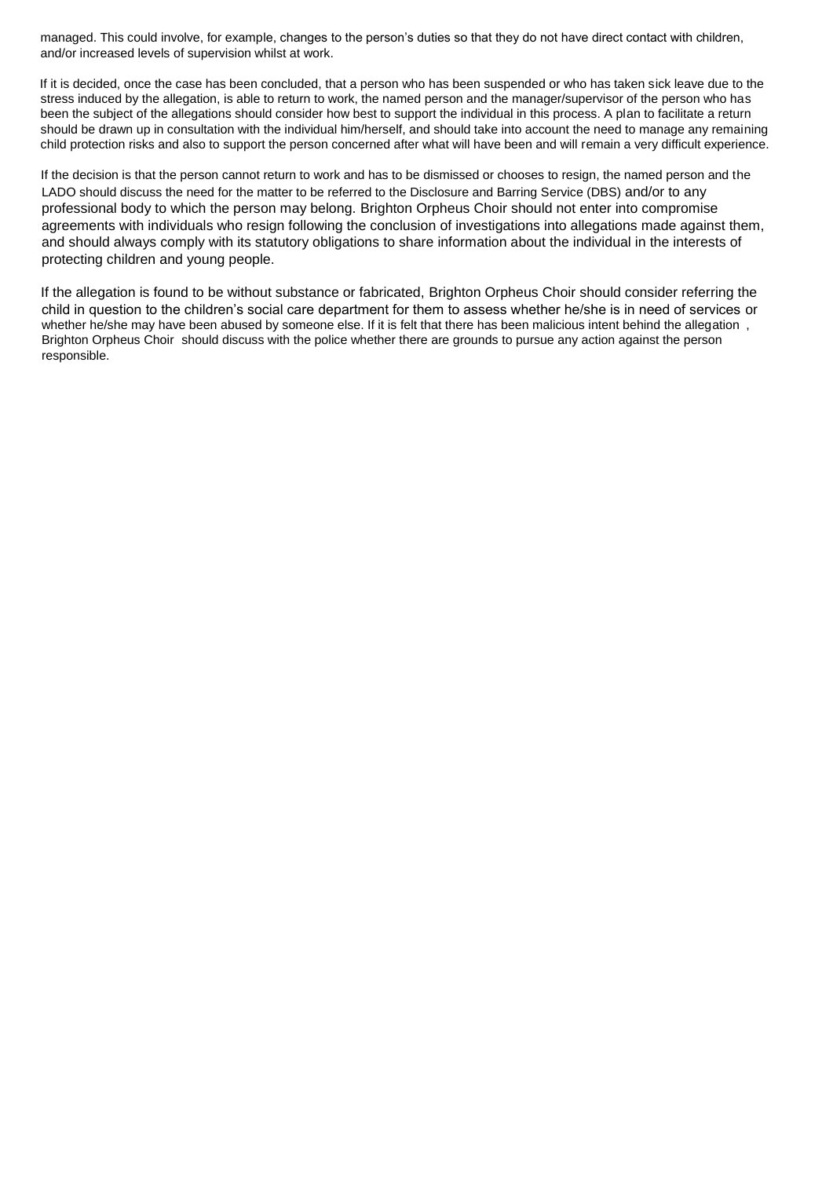managed. This could involve, for example, changes to the person's duties so that they do not have direct contact with children, and/or increased levels of supervision whilst at work.

If it is decided, once the case has been concluded, that a person who has been suspended or who has taken sick leave due to the stress induced by the allegation, is able to return to work, the named person and the manager/supervisor of the person who has been the subject of the allegations should consider how best to support the individual in this process. A plan to facilitate a return should be drawn up in consultation with the individual him/herself, and should take into account the need to manage any remaining child protection risks and also to support the person concerned after what will have been and will remain a very difficult experience.

If the decision is that the person cannot return to work and has to be dismissed or chooses to resign, the named person and the LADO should discuss the need for the matter to be referred to the Disclosure and Barring Service (DBS) and/or to any professional body to which the person may belong. Brighton Orpheus Choir should not enter into compromise agreements with individuals who resign following the conclusion of investigations into allegations made against them, and should always comply with its statutory obligations to share information about the individual in the interests of protecting children and young people.

If the allegation is found to be without substance or fabricated, Brighton Orpheus Choir should consider referring the child in question to the children's social care department for them to assess whether he/she is in need of services or whether he/she may have been abused by someone else. If it is felt that there has been malicious intent behind the allegation , Brighton Orpheus Choir should discuss with the police whether there are grounds to pursue any action against the person responsible.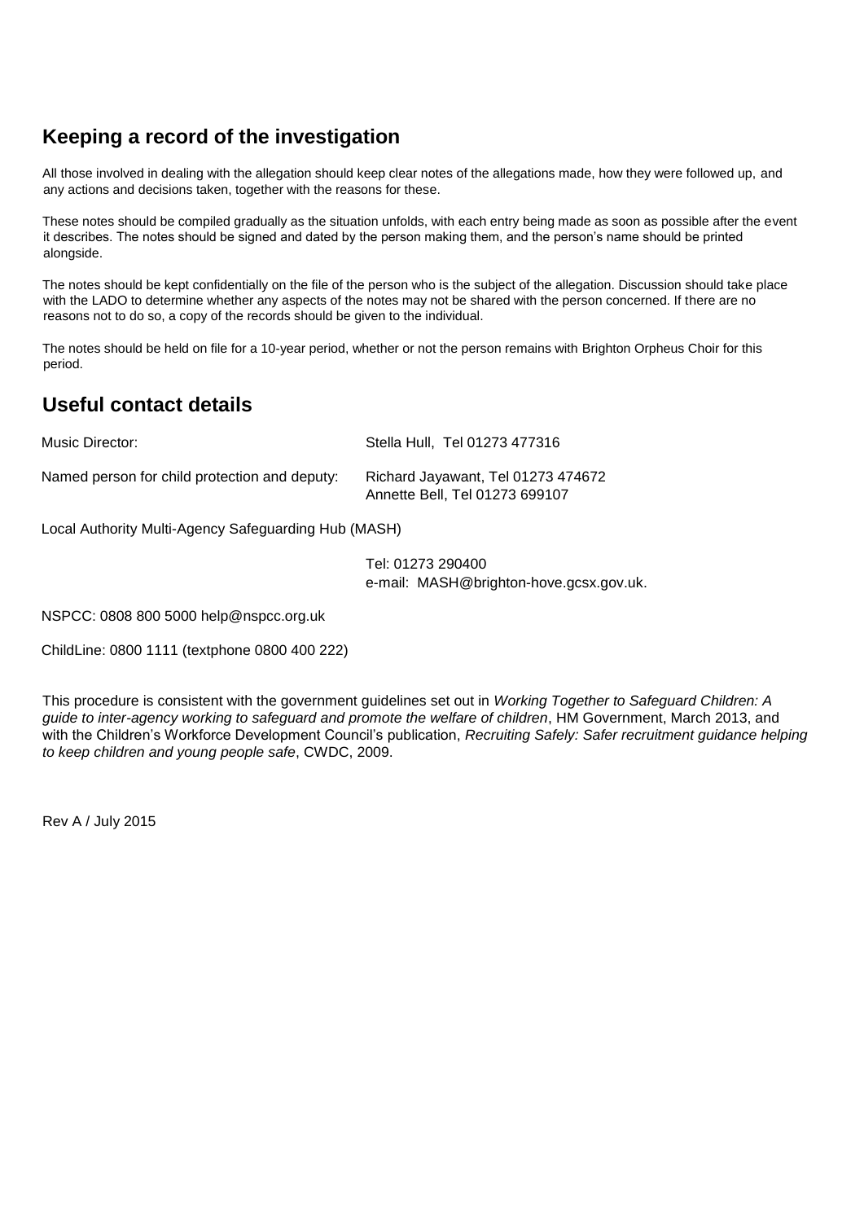## Keeping a record of the investigation

All those involved in dealing with the allegation should keep clear notes of the allegations made, how they were followed up, and any actions and decisions taken, together with the reasons for these.

These notes should be compiled gradually as the situation unfolds, with each entry being made as soon as possible after the event it describes. The notes should be signed and dated by the person making them, and the person's name should be printed alongside.

The notes should be kept confidentially on the file of the person who is the subject of the allegation. Discussion should take place with the LADO to determine whether any aspects of the notes may not be shared with the person concerned. If there are no reasons not to do so, a copy of the records should be given to the individual.

The notes should be held on file for a 10-year period, whether or not the person remains with Brighton Orpheus Choir for this period.

## Useful contact details

| | |
|---|---|
| Music Director: | Stella Hull, Tel 01273 477316 |
| Named person for child protection and deputy: | Richard Jayawant, Tel 01273 474672<br>Annette Bell, Tel 01273 699107 |

Local Authority Multi-Agency Safeguarding Hub (MASH)

Tel: 01273 290400
e-mail: MASH@brighton-hove.gcsx.gov.uk.

NSPCC: 0808 800 5000 help@nspcc.org.uk

ChildLine: 0800 1111 (textphone 0800 400 222)

This procedure is consistent with the government guidelines set out in *Working Together to Safeguard Children: A guide to inter-agency working to safeguard and promote the welfare of children*, HM Government, March 2013, and with the Children's Workforce Development Council's publication, *Recruiting Safely: Safer recruitment guidance helping to keep children and young people safe*, CWDC, 2009.

Rev A / July 2015